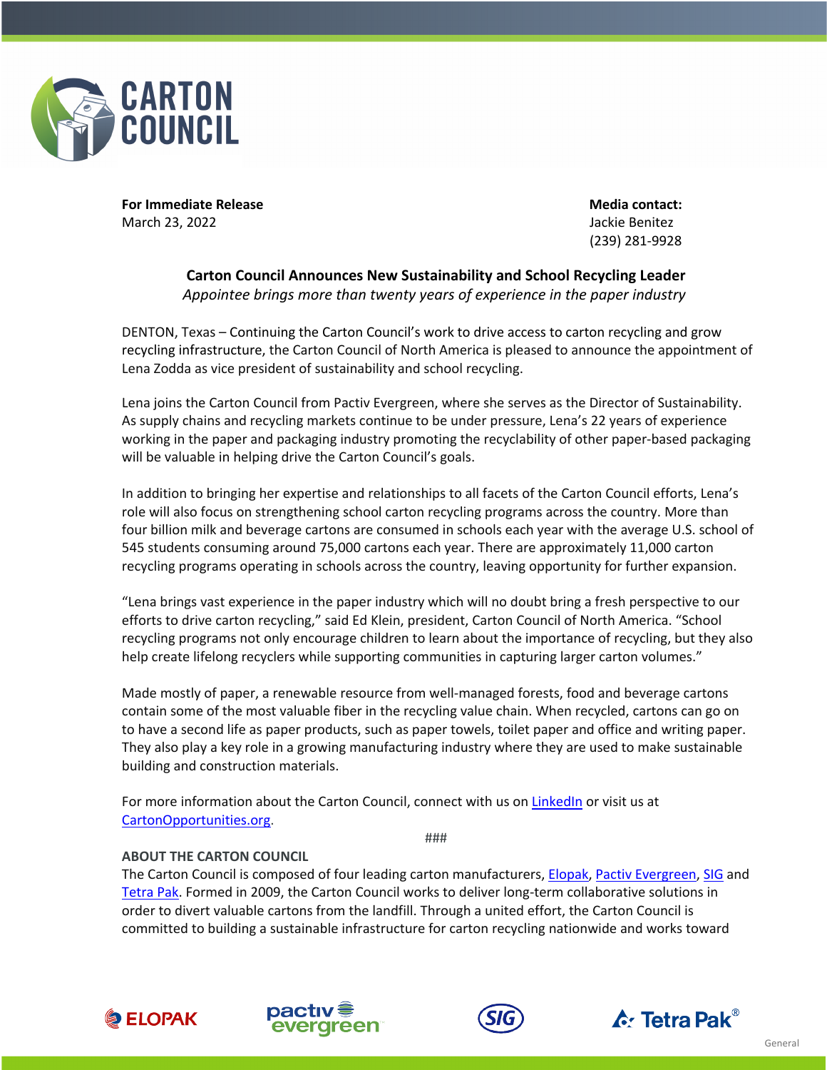**For Immediate Release**
March 23, 2022

**Media contact:**
Jackie Benitez
(239) 281-9928

# Carton Council Announces New Sustainability and School Recycling Leader

*Appointee brings more than twenty years of experience in the paper industry*

DENTON, Texas – Continuing the Carton Council's work to drive access to carton recycling and grow recycling infrastructure, the Carton Council of North America is pleased to announce the appointment of Lena Zodda as vice president of sustainability and school recycling.

Lena joins the Carton Council from Pactiv Evergreen, where she serves as the Director of Sustainability. As supply chains and recycling markets continue to be under pressure, Lena's 22 years of experience working in the paper and packaging industry promoting the recyclability of other paper-based packaging will be valuable in helping drive the Carton Council's goals.

In addition to bringing her expertise and relationships to all facets of the Carton Council efforts, Lena's role will also focus on strengthening school carton recycling programs across the country. More than four billion milk and beverage cartons are consumed in schools each year with the average U.S. school of 545 students consuming around 75,000 cartons each year. There are approximately 11,000 carton recycling programs operating in schools across the country, leaving opportunity for further expansion.

"Lena brings vast experience in the paper industry which will no doubt bring a fresh perspective to our efforts to drive carton recycling," said Ed Klein, president, Carton Council of North America. "School recycling programs not only encourage children to learn about the importance of recycling, but they also help create lifelong recyclers while supporting communities in capturing larger carton volumes."

Made mostly of paper, a renewable resource from well-managed forests, food and beverage cartons contain some of the most valuable fiber in the recycling value chain. When recycled, cartons can go on to have a second life as paper products, such as paper towels, toilet paper and office and writing paper. They also play a key role in a growing manufacturing industry where they are used to make sustainable building and construction materials.

For more information about the Carton Council, connect with us on LinkedIn or visit us at CartonOpportunities.org.

###

**ABOUT THE CARTON COUNCIL**

The Carton Council is composed of four leading carton manufacturers, Elopak, Pactiv Evergreen, SIG and Tetra Pak. Formed in 2009, the Carton Council works to deliver long-term collaborative solutions in order to divert valuable cartons from the landfill. Through a united effort, the Carton Council is committed to building a sustainable infrastructure for carton recycling nationwide and works toward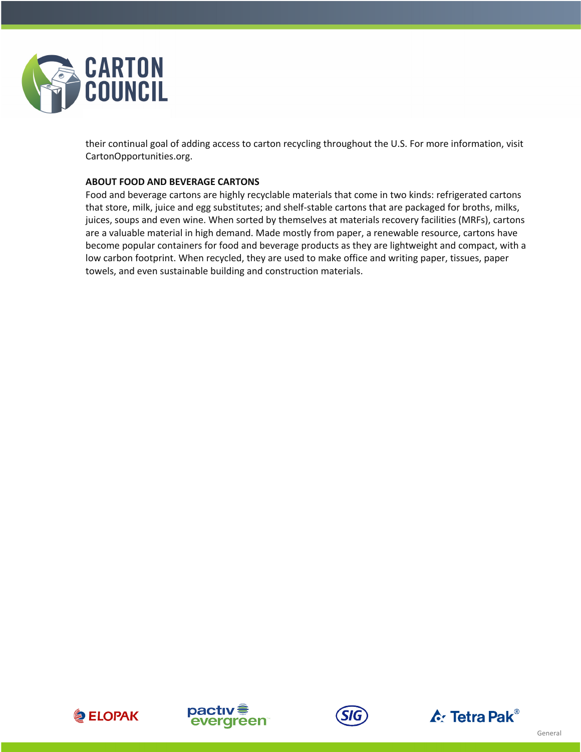their continual goal of adding access to carton recycling throughout the U.S. For more information, visit CartonOpportunities.org.

**ABOUT FOOD AND BEVERAGE CARTONS**

Food and beverage cartons are highly recyclable materials that come in two kinds: refrigerated cartons that store, milk, juice and egg substitutes; and shelf-stable cartons that are packaged for broths, milks, juices, soups and even wine. When sorted by themselves at materials recovery facilities (MRFs), cartons are a valuable material in high demand. Made mostly from paper, a renewable resource, cartons have become popular containers for food and beverage products as they are lightweight and compact, with a low carbon footprint. When recycled, they are used to make office and writing paper, tissues, paper towels, and even sustainable building and construction materials.